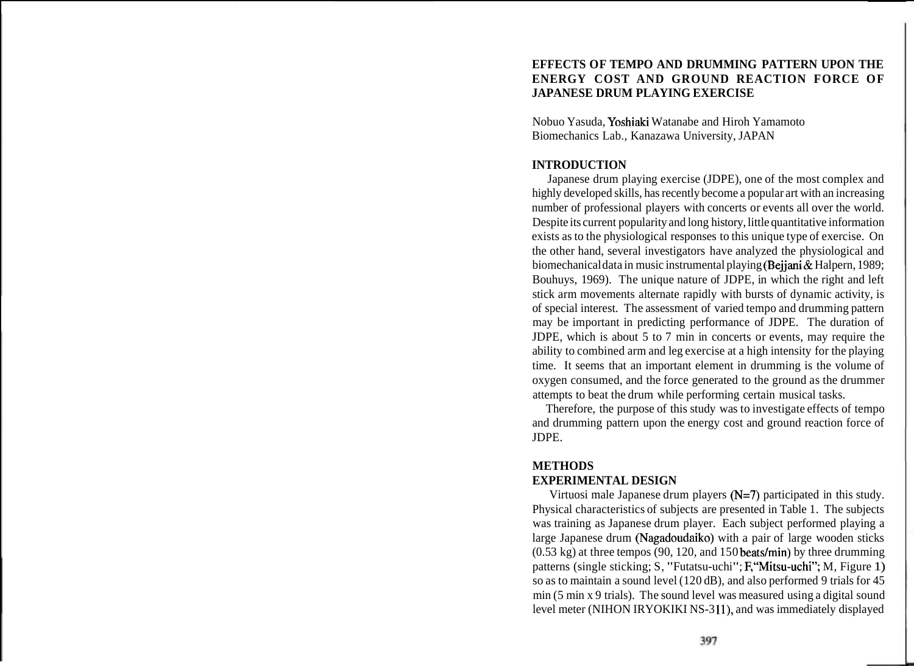# EFFECTS OF TEMPO AND DRUMMING PATTERN UPON THE ENERGY COST AND GROUND REACTION FORCE OF JAPANESE DRUM PLAYING EXERCISE

Nobuo Yasuda, Yoshiaki Watanabe and Hiroh Yamamoto
Biomechanics Lab., Kanazawa University, JAPAN

## INTRODUCTION

Japanese drum playing exercise (JDPE), one of the most complex and highly developed skills, has recently become a popular art with an increasing number of professional players with concerts or events all over the world. Despite its current popularity and long history, little quantitative information exists as to the physiological responses to this unique type of exercise. On the other hand, several investigators have analyzed the physiological and biomechanical data in music instrumental playing (Bejjani & Halpern, 1989; Bouhuys, 1969). The unique nature of JDPE, in which the right and left stick arm movements alternate rapidly with bursts of dynamic activity, is of special interest. The assessment of varied tempo and drumming pattern may be important in predicting performance of JDPE. The duration of JDPE, which is about 5 to 7 min in concerts or events, may require the ability to combined arm and leg exercise at a high intensity for the playing time. It seems that an important element in drumming is the volume of oxygen consumed, and the force generated to the ground as the drummer attempts to beat the drum while performing certain musical tasks.

Therefore, the purpose of this study was to investigate effects of tempo and drumming pattern upon the energy cost and ground reaction force of JDPE.

## METHODS

### EXPERIMENTAL DESIGN

Virtuosi male Japanese drum players (N=7) participated in this study. Physical characteristics of subjects are presented in Table 1. The subjects was training as Japanese drum player. Each subject performed playing a large Japanese drum (Nagadoudaiko) with a pair of large wooden sticks (0.53 kg) at three tempos (90, 120, and 150 beats/min) by three drumming patterns (single sticking; S, "Futatsu-uchi"; F, "Mitsu-uchi"; M, Figure 1) so as to maintain a sound level (120 dB), and also performed 9 trials for 45 min (5 min x 9 trials). The sound level was measured using a digital sound level meter (NIHON IRYOKIKI NS-311), and was immediately displayed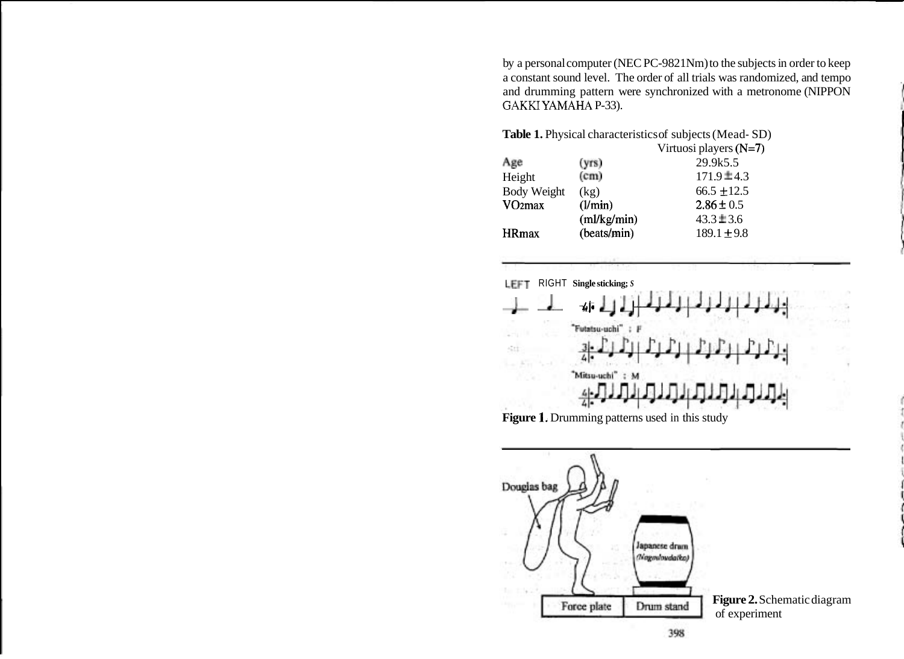by a personal computer (NEC PC-9821Nm) to the subjects in order to keep a constant sound level. The order of all trials was randomized, and tempo and drumming pattern were synchronized with a metronome (NIPPON GAKKI YAMAHA P-33).

**Table 1.** Physical characteristics of subjects (Mead- SD)

| | | Virtuosi players (N=7) |
|---|---|---|
| Age | (yrs) | 29.9k5.5 |
| Height | (cm) | 171.9 ± 4.3 |
| Body Weight | (kg) | 66.5 ± 12.5 |
| $VO_2max$ | (l/min) | 2.86 ± 0.5 |
| | (ml/kg/min) | 43.3 ± 3.6 |
| HRmax | (beats/min) | 189.1 ± 9.8 |

**Figure 1.** Drumming patterns used in this study

**Figure 2.** Schematic diagram of experiment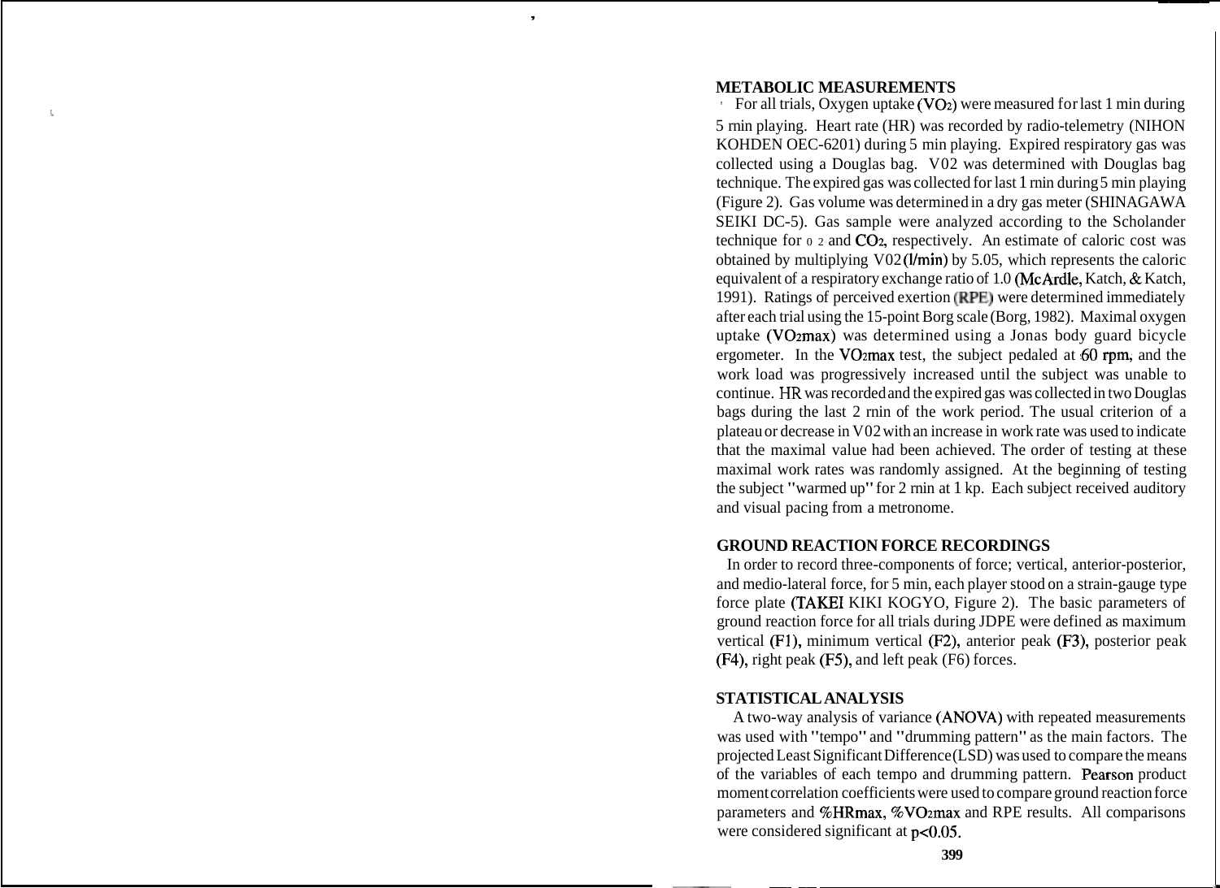## METABOLIC MEASUREMENTS

For all trials, Oxygen uptake ($VO_2$) were measured for last 1 min during 5 min playing. Heart rate (HR) was recorded by radio-telemetry (NIHON KOHDEN OEC-6201) during 5 min playing. Expired respiratory gas was collected using a Douglas bag. $VO_2$ was determined with Douglas bag technique. The expired gas was collected for last 1 min during 5 min playing (Figure 2). Gas volume was determined in a dry gas meter (SHINAGAWA SEIKI DC-5). Gas sample were analyzed according to the Scholander technique for $O_2$ and $CO_2$, respectively. An estimate of caloric cost was obtained by multiplying $VO_2$ (l/min) by 5.05, which represents the caloric equivalent of a respiratory exchange ratio of 1.0 (McArdle, Katch, & Katch, 1991). Ratings of perceived exertion (RPE) were determined immediately after each trial using the 15-point Borg scale (Borg, 1982). Maximal oxygen uptake ($VO_2max$) was determined using a Jonas body guard bicycle ergometer. In the $VO_2max$ test, the subject pedaled at 60 rpm, and the work load was progressively increased until the subject was unable to continue. HR was recorded and the expired gas was collected in two Douglas bags during the last 2 min of the work period. The usual criterion of a plateau or decrease in $VO_2$ with an increase in work rate was used to indicate that the maximal value had been achieved. The order of testing at these maximal work rates was randomly assigned. At the beginning of testing the subject "warmed up" for 2 min at 1 kp. Each subject received auditory and visual pacing from a metronome.

## GROUND REACTION FORCE RECORDINGS

In order to record three-components of force; vertical, anterior-posterior, and medio-lateral force, for 5 min, each player stood on a strain-gauge type force plate (TAKEI KIKI KOGYO, Figure 2). The basic parameters of ground reaction force for all trials during JDPE were defined as maximum vertical (F1), minimum vertical (F2), anterior peak (F3), posterior peak (F4), right peak (F5), and left peak (F6) forces.

## STATISTICAL ANALYSIS

A two-way analysis of variance (ANOVA) with repeated measurements was used with "tempo" and "drumming pattern" as the main factors. The projected Least Significant Difference (LSD) was used to compare the means of the variables of each tempo and drumming pattern. Pearson product moment correlation coefficients were used to compare ground reaction force parameters and %HRmax, %$VO_2max$ and RPE results. All comparisons were considered significant at $p<0.05$.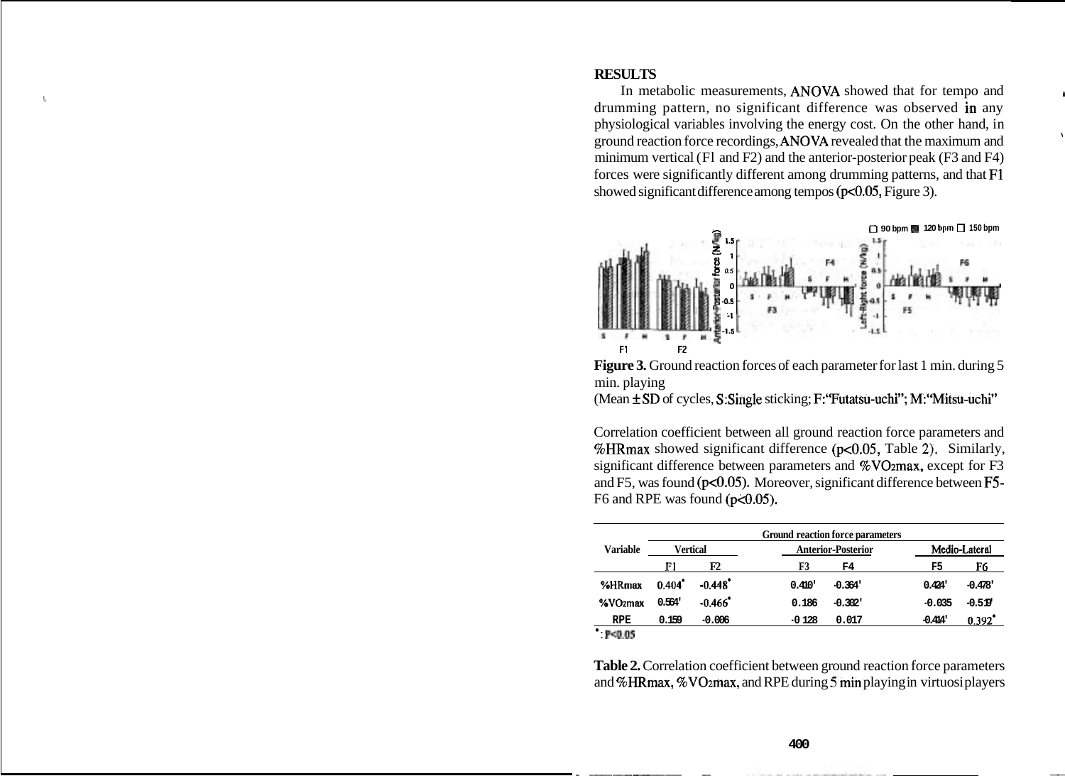## RESULTS

In metabolic measurements, ANOVA showed that for tempo and drumming pattern, no significant difference was observed in any physiological variables involving the energy cost. On the other hand, in ground reaction force recordings, ANOVA revealed that the maximum and minimum vertical (F1 and F2) and the anterior-posterior peak (F3 and F4) forces were significantly different among drumming patterns, and that F1 showed significant difference among tempos ($p<0.05$, Figure 3).

**Figure 3.** Ground reaction forces of each parameter for last 1 min. during 5 min. playing
(Mean ± SD of cycles, S:Single sticking; F:"Futatsu-uchi"; M:"Mitsu-uchi"

Correlation coefficient between all ground reaction force parameters and %HRmax showed significant difference ($p<0.05$, Table 2). Similarly, significant difference between parameters and %$VO_2$max, except for F3 and F5, was found ($p<0.05$). Moreover, significant difference between F5-F6 and RPE was found ($p<0.05$).

| Variable | Ground reaction force parameters | | | | | |
|---|---|---|---|---|---|---|
| | Vertical | | Anterior-Posterior | | Medio-Lateral | |
| | F1 | F2 | F3 | F4 | F5 | F6 |
| %HRmax | 0.404* | -0.448* | 0.410* | -0.364* | 0.424* | -0.478* |
| %$VO_2$max | 0.564* | -0.466* | 0.186 | -0.302* | -0.035 | -0.519* |
| RPE | 0.159 | -0.006 | -0.128 | 0.017 | -0.414* | 0.392* |

*: $P<0.05$

**Table 2.** Correlation coefficient between ground reaction force parameters and %HRmax, %$VO_2$max, and RPE during 5 min playing in virtuosi players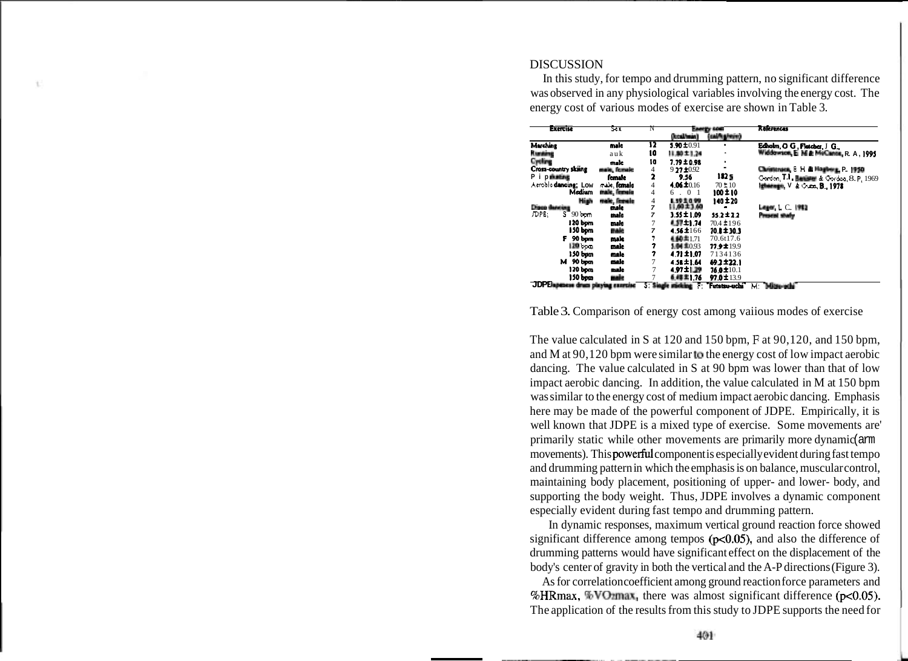## DISCUSSION

In this study, for tempo and drumming pattern, no significant difference was observed in any physiological variables involving the energy cost. The energy cost of various modes of exercise are shown in Table 3.

| Exercise | Sex | N | Energy cost (kcal/min) | Energy cost (cal/kg/min) | References |
|---|---|---|---|---|---|
| Marching | male | 12 | 5.90±0.91 | - | Edholm, O. G., Fletcher, J. G., |
| Running | auk | 10 | 11.80±1.24 | - | Widdowson, E. M. & McCance, R. A., 1995 |
| Cycling | male | 10 | 7.79±0.98 | - | |
| Cross-country skiing | male, female | 4 | 9.27±0.92 | - | Christensen, E. H. & Hogberg, P., 1950 |
| Pipe skating | female | 2 | 9.56 | 182 | Gordon, T. I., Banister & Gordon, B. P., 1969 |
| Aerobic dancing; Low | male, female | 4 | 4.06±0.16 | 70±10 | Igbanugo, V. & Gutin, B., 1978 |
| Medium | male, female | 4 | 6.01 | 100±10 | |
| High | male, female | 4 | 8.19±0.99 | 140±20 | |
| Disco dancing | male | 7 | 11.60±3.60 | - | Leger, L. C., 1982 |
| JDPE; S 90 bpm | male | 7 | 3.55±1.09 | 55.2±2.2 | Present study |
| 120 bpm | male | 7 | 4.37±1.74 | 70.4±19.6 | |
| 150 bpm | male | 7 | 4.56±1.66 | 70.8±30.3 | |
| F 90 bpm | male | 7 | 4.60±1.71 | 70.6±17.6 | |
| 120 bpm | male | 7 | 5.04±0.93 | 77.9±19.9 | |
| 150 bpm | male | 7 | 4.71±1.07 | 71.3±13.6 | |
| M 90 bpm | male | 7 | 4.58±1.64 | 69.2±22.1 | |
| 120 bpm | male | 7 | 4.97±1.29 | 76.0±10.1 | |
| 150 bpm | male | 7 | 6.48±1.76 | 97.0±13.9 | |

JDPE: Japanese drum playing exercise S: Single sticking F: "Futatsu-uchi" M: "Mitsu-uchi"

Table 3. Comparison of energy cost among vaiious modes of exercise

The value calculated in S at 120 and 150 bpm, F at 90,120, and 150 bpm, and M at 90,120 bpm were similar to the energy cost of low impact aerobic dancing. The value calculated in S at 90 bpm was lower than that of low impact aerobic dancing. In addition, the value calculated in M at 150 bpm was similar to the energy cost of medium impact aerobic dancing. Emphasis here may be made of the powerful component of JDPE. Empirically, it is well known that JDPE is a mixed type of exercise. Some movements are primarily static while other movements are primarily more dynamic(arm movements). This powerful component is especially evident during fast tempo and drumming pattern in which the emphasis is on balance, muscular control, maintaining body placement, positioning of upper- and lower- body, and supporting the body weight. Thus, JDPE involves a dynamic component especially evident during fast tempo and drumming pattern.

In dynamic responses, maximum vertical ground reaction force showed significant difference among tempos ($p<0.05$), and also the difference of drumming patterns would have significant effect on the displacement of the body's center of gravity in both the vertical and the A-P directions (Figure 3).

As for correlation coefficient among ground reaction force parameters and %HRmax, %$VO_2max$, there was almost significant difference ($p<0.05$). The application of the results from this study to JDPE supports the need for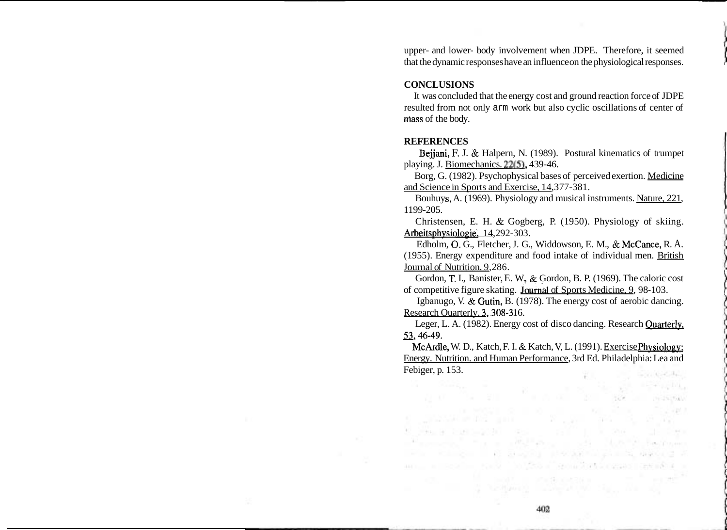upper- and lower- body involvement when JDPE. Therefore, it seemed that the dynamic responses have an influence on the physiological responses.

## CONCLUSIONS

It was concluded that the energy cost and ground reaction force of JDPE resulted from not only arm work but also cyclic oscillations of center of mass of the body.

## REFERENCES

Bejjani, F. J. & Halpern, N. (1989). Postural kinematics of trumpet playing. J. Biomechanics. 22(5), 439-46.

Borg, G. (1982). Psychophysical bases of perceived exertion. Medicine and Science in Sports and Exercise, 14, 377-381.

Bouhuys, A. (1969). Physiology and musical instruments. Nature, 221, 1199-205.

Christensen, E. H. & Gogberg, P. (1950). Physiology of skiing. Arbeitsphysiologie, 14, 292-303.

Edholm, O. G., Fletcher, J. G., Widdowson, E. M., & McCance, R. A. (1955). Energy expenditure and food intake of individual men. British Journal of Nutrition. 9, 286.

Gordon, T. I., Banister, E. W., & Gordon, B. P. (1969). The caloric cost of competitive figure skating. Journal of Sports Medicine, 9, 98-103.

Igbanugo, V. & Gutin, B. (1978). The energy cost of aerobic dancing. Research Quarterly, 3, 308-316.

Leger, L. A. (1982). Energy cost of disco dancing. Research Quarterly, 53, 46-49.

McArdle, W. D., Katch, F. I. & Katch, V. L. (1991). Exercise Physiology: Energy. Nutrition. and Human Performance, 3rd Ed. Philadelphia: Lea and Febiger, p. 153.